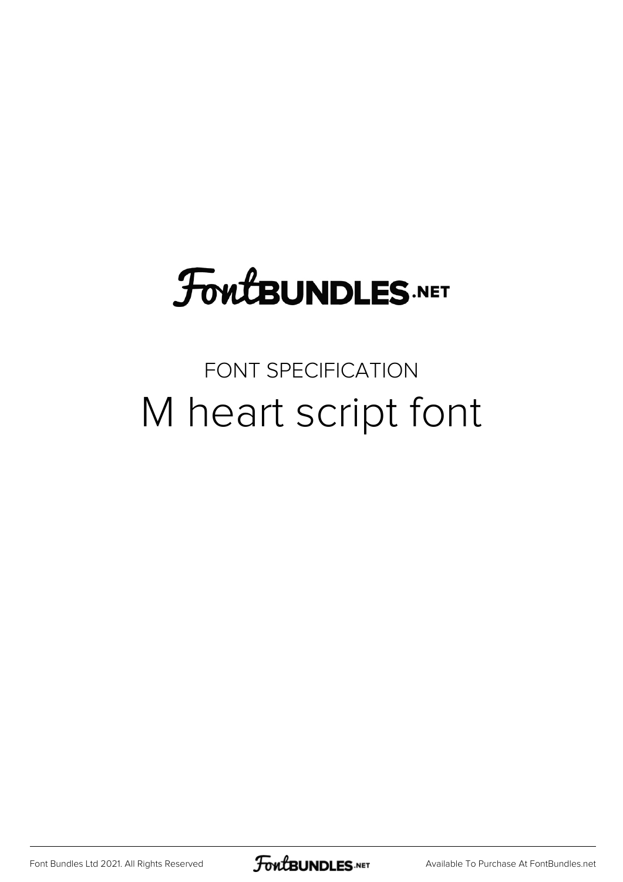FontBUNDLES.NET

FONT SPECIFICATION

# M heart script font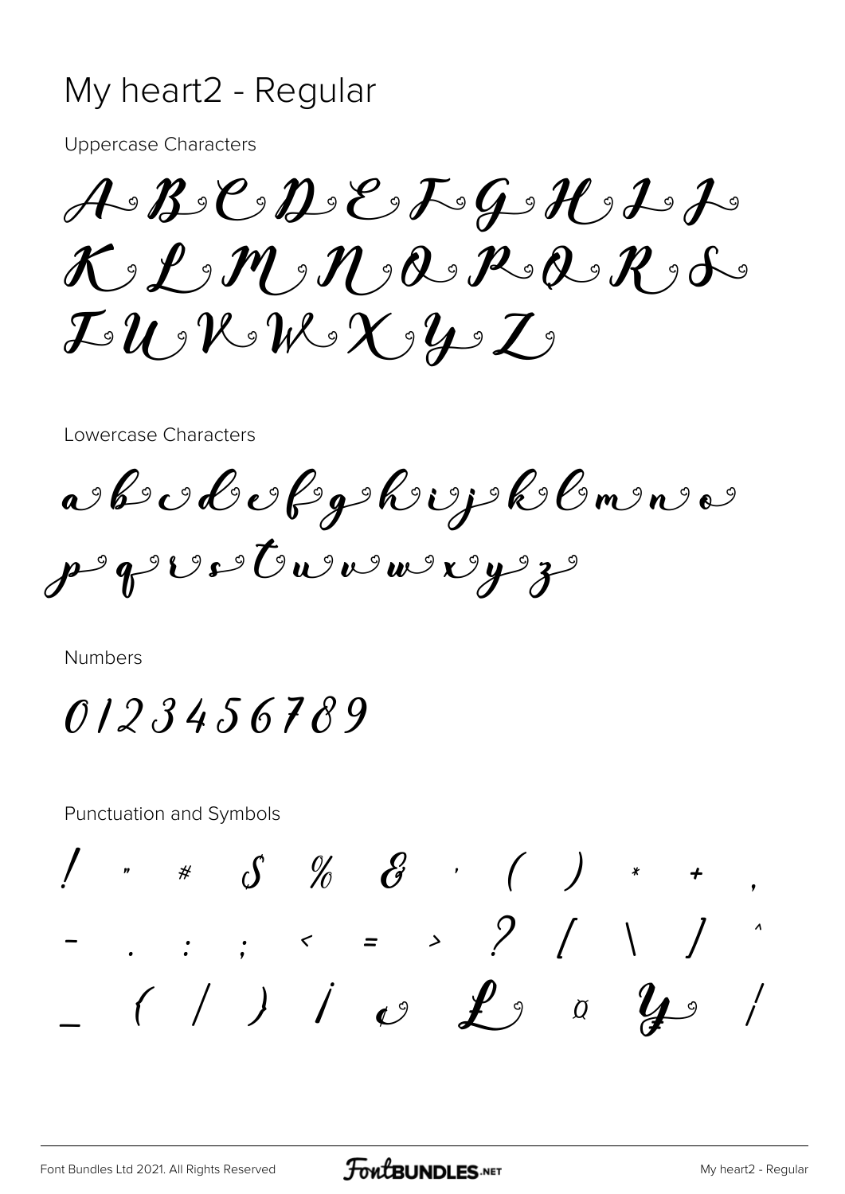# My heart2 - Regular

Uppercase Characters

A B C D E F G H I J K L M N O P Q R S T U V W X Y Z

Lowercase Characters

a b c d e f g h i j k l m n o p q r s t u v w x y z

Numbers

0 1 2 3 4 5 6 7 8 9

Punctuation and Symbols

! " # $ % & ' ( ) * + , - . : ; < = > ? [ \ ] ^ _ { | } ¡ ¢ £ ¤ ¥ ¦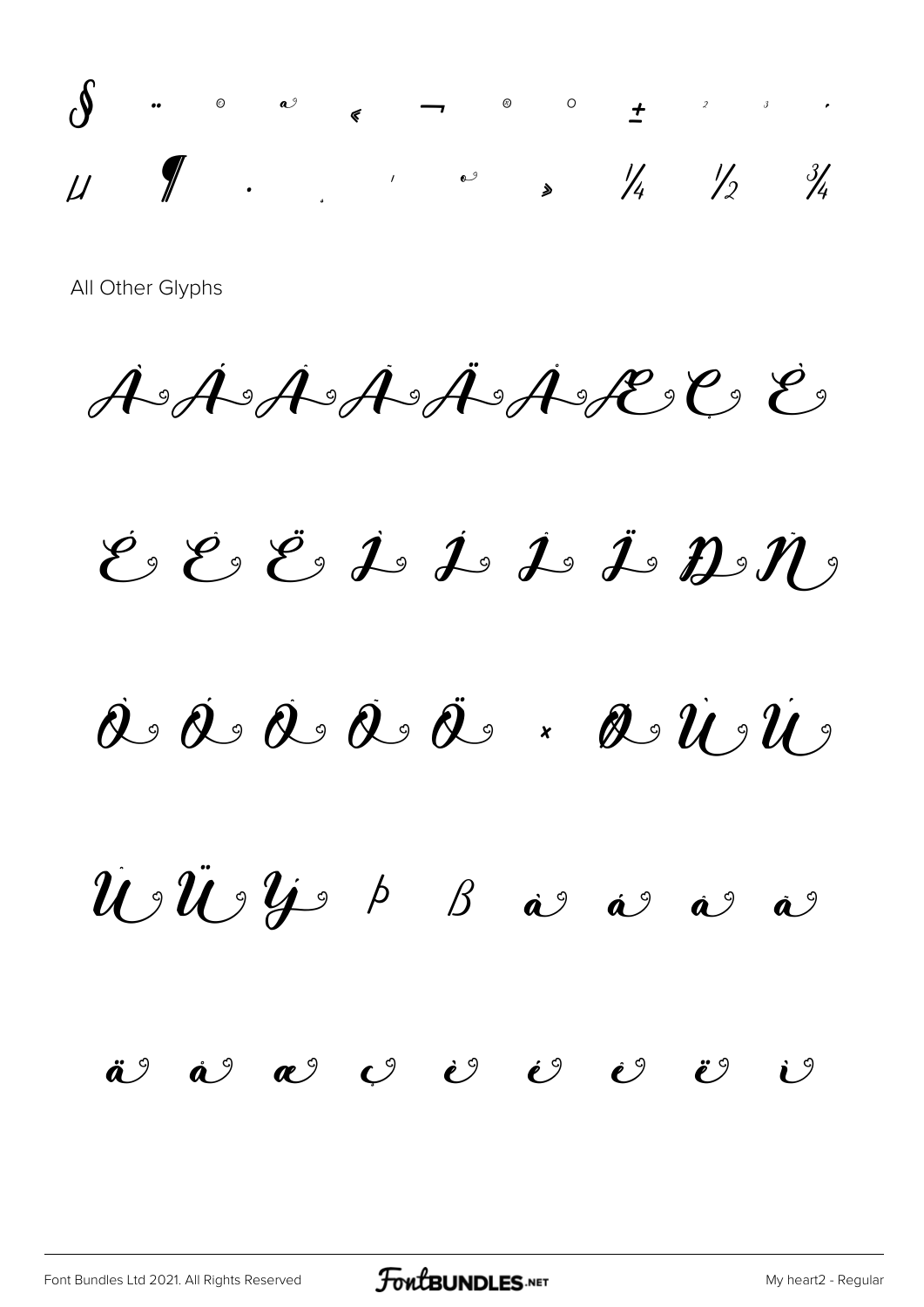§ ¨ © ª « ¬ ® ° ± ² ³ ´

µ ¶ · ¸ ¹ º » ¼ ½ ¾

All Other Glyphs

À Á Â Ã Ä Å Æ Ç È

É Ê Ë Ì Í Î Ï Ð Ñ

Ò Ó Ô Õ Ö × Ø Ù Ú

Û Ü Ý Þ ß à á â ã

ä å æ ç è é ê ë ì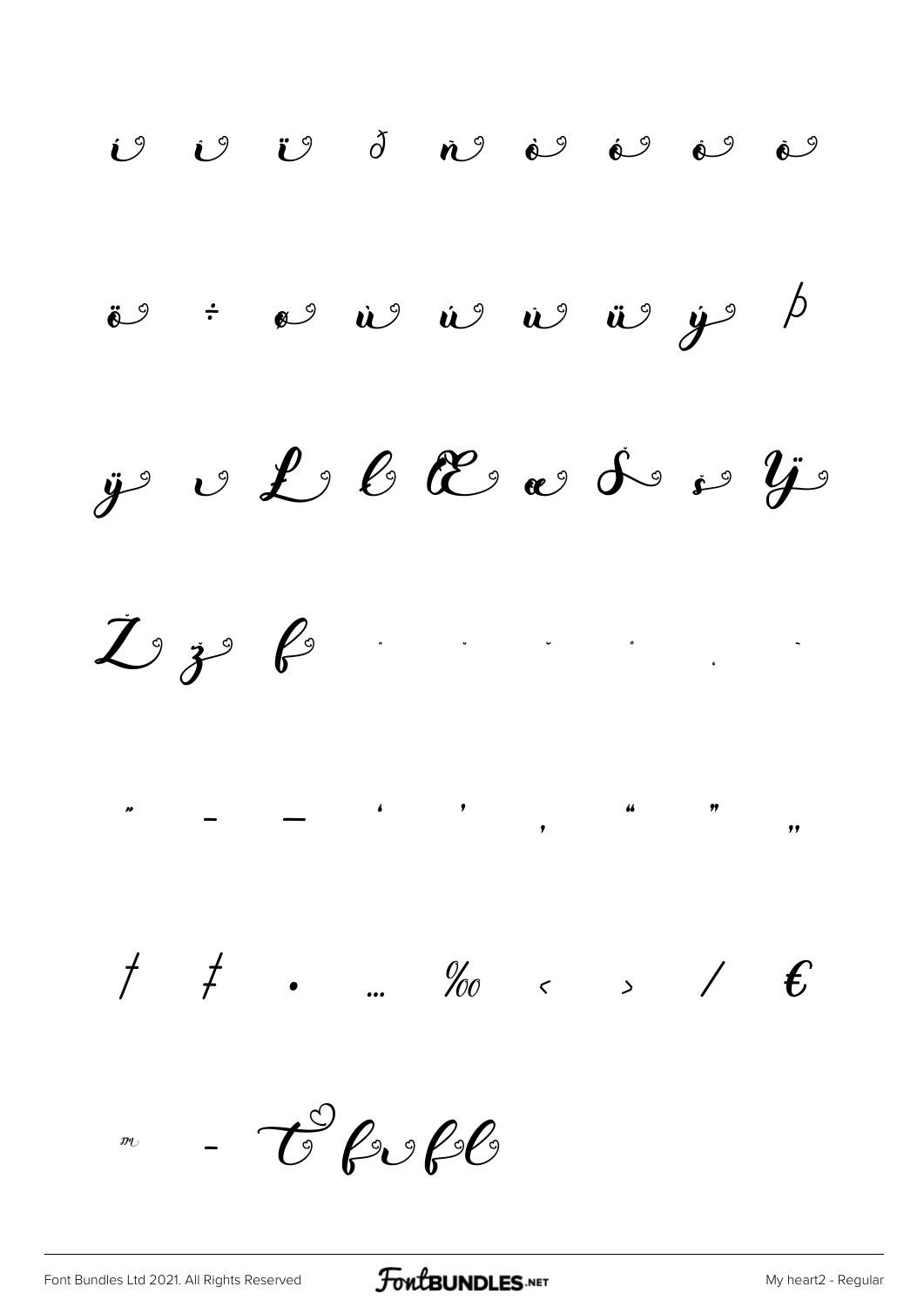í î ï ð ñ ò ó ô õ

ö ÷ ø ù ú û ü ý þ

ÿ ı Ł ł Œ œ Š š Ÿ

Ž ž ƒ ˆ ˇ ˘ ˙ ˛ ˜

˝ – — ‘ ’ ‚ “ ” „

† ‡ • … ‰ ‹ › ⁄ €

™ -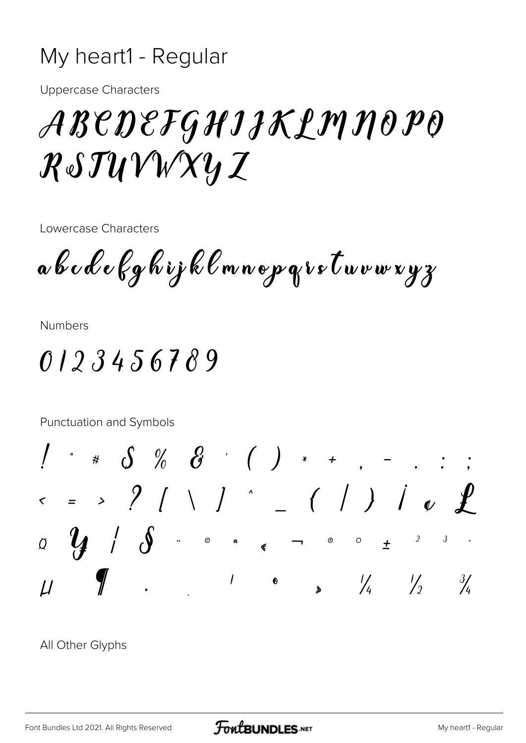# My heart1 - Regular

Uppercase Characters

ABCDEFGHIJKLMNOPQ
RSTUVWXYZ

Lowercase Characters

abcdefghijklmnopqrstuvwxyz

Numbers

0123456789

Punctuation and Symbols

! " # $ % & ' ( ) * + , - . : ;
< = > ? [ \ ] ^ _ { | } ¡ ¢ £
¤ ¥ ¦ § ¨ © ª « ¬ ® ° ± ² ³ ´
µ ¶ · ¸ ¹ º » ¼ ½ ¾

All Other Glyphs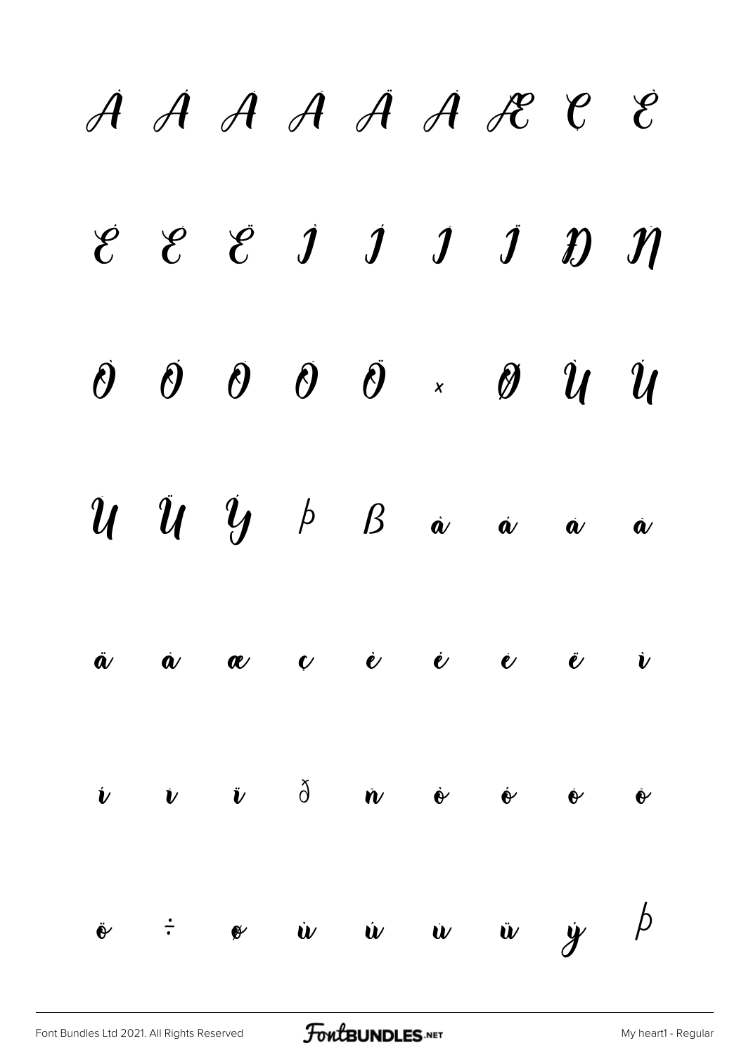À Á Â Ã Ä Å Æ Ç È

É Ê Ë Ì Í Î Ï Ð Ñ

Ò Ó Ô Õ Ö × Ø Ù Ú

Û Ü Ý Þ ß à á â ã

ä å æ ç è é ê ë ì

í î ï ð ñ ò ó ô õ

ö ÷ ø ù ú û ü ý þ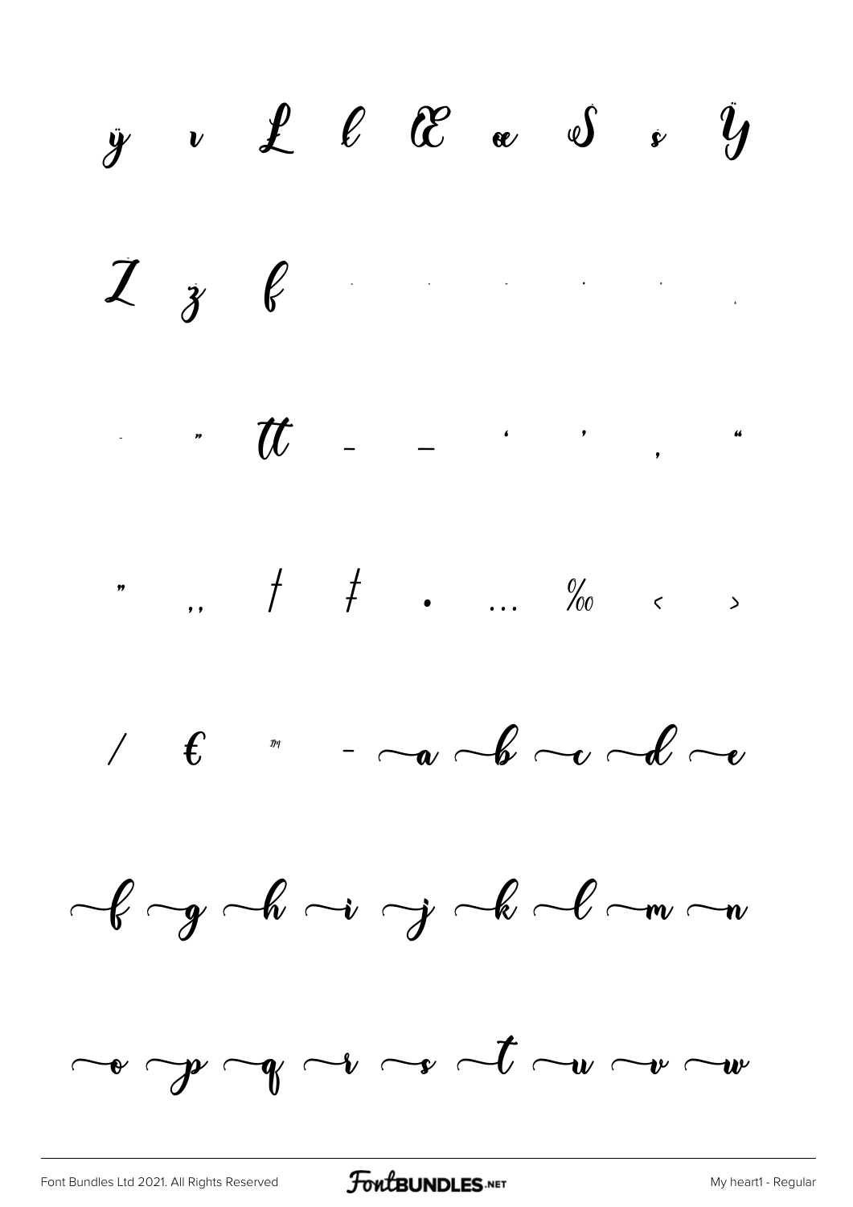ÿ ı Ł ł Œ œ Š š Ÿ

Ž ž ƒ ˆ ˇ ˉ ˙ ˚ ˛

˜ ˝ tt – — ' ' ‚ "

" „ † ‡ • … ‰ ‹ ›

⁄ € ™ - a b c d e

f g h i j k l m n

o p q r s t u v w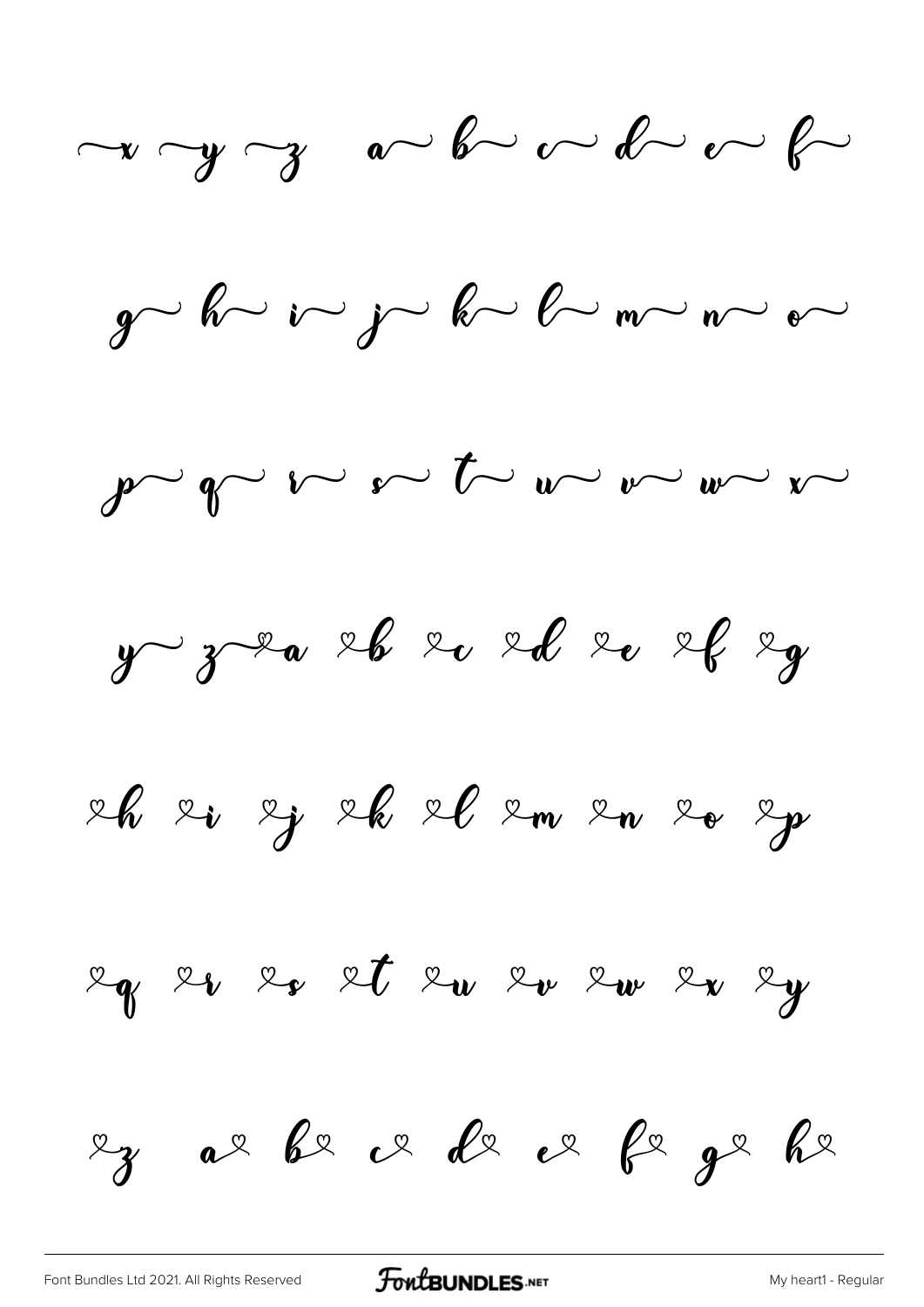x y z a b c d e f

g h i j k l m n o

p q r s t u v w x

y z a b c d e f g

h i j k l m n o p

q r s t u v w x y

z a b c d e f g h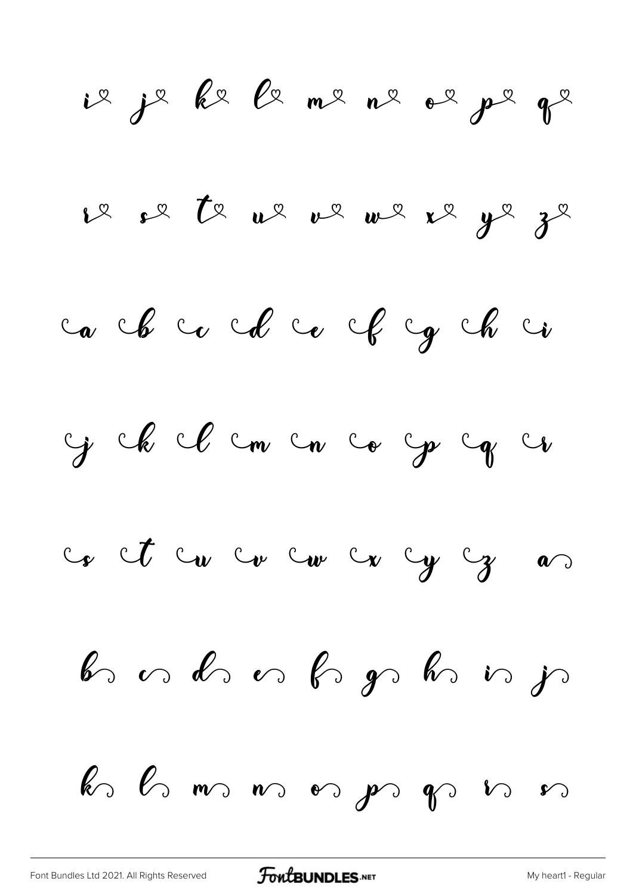i j k l m n o p q

r s t u v w x y z

a b c d e f g h i

j k l m n o p q r

s t u v w x y z a

b c d e f g h i j

k l m n o p q r s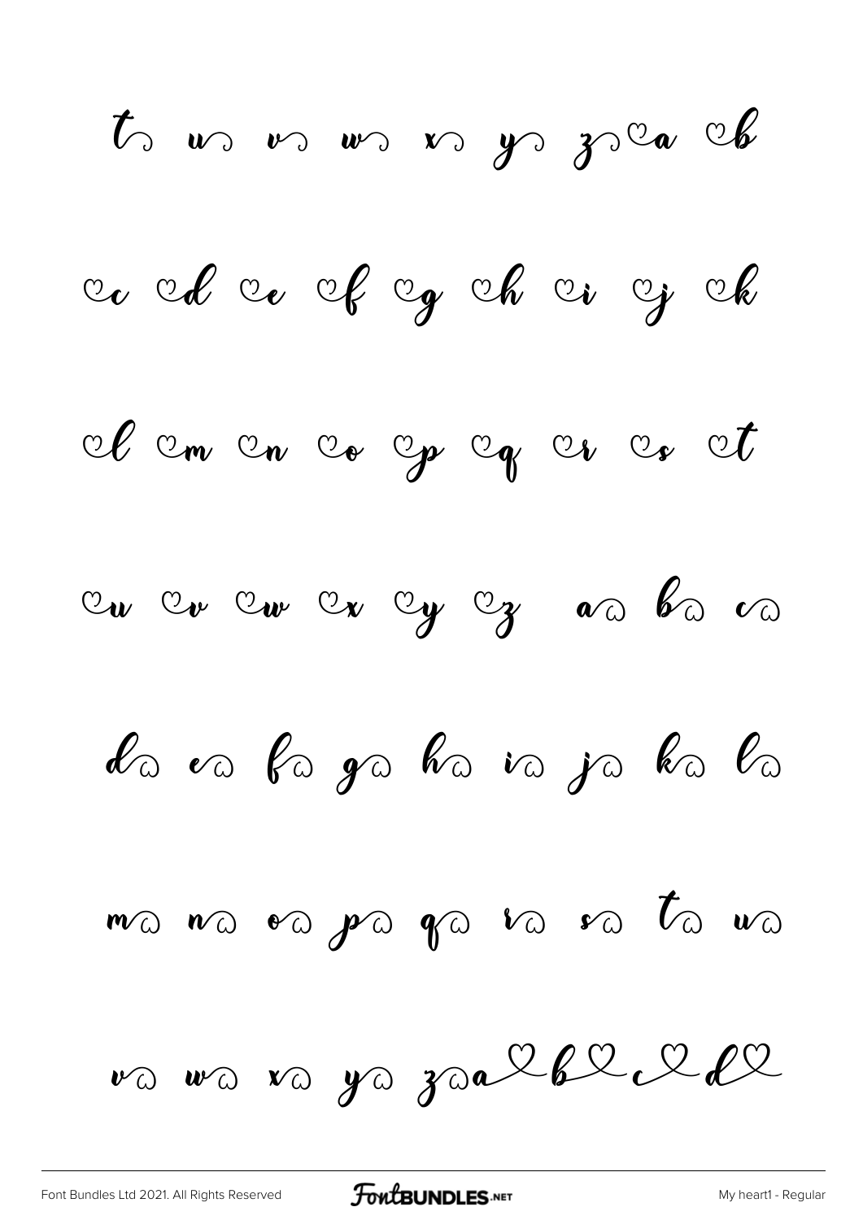t u v w x y z a b

c d e f g h i j k

l m n o p q r s t

u v w x y z a b c

d e f g h i j k l

m n o p q r s t u

v w x y z a b c d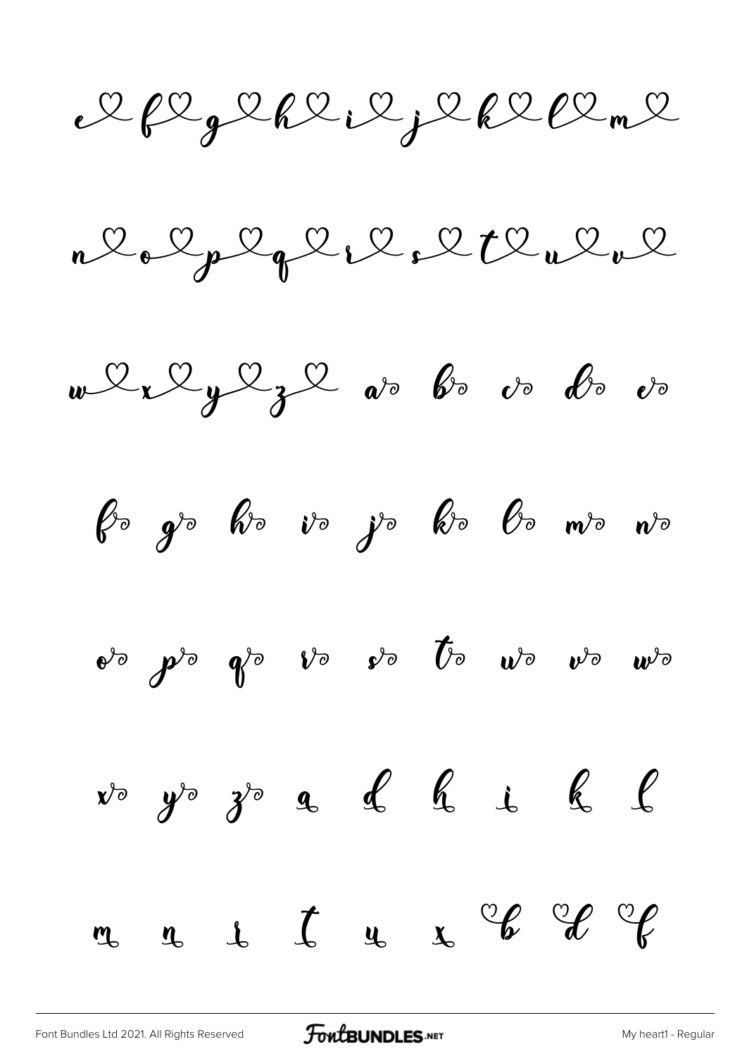e♡ f♡ g♡ h♡ i♡ j♡ k♡ l♡ m♡

n♡ o♡ p♡ q♡ r♡ s♡ t♡ u♡ v♡

w♡ x♡ y♡ z♡ a b c d e

f g h i j k l m n

o p q r s t u v w

x y z a d h i k l

m n r t u x b d f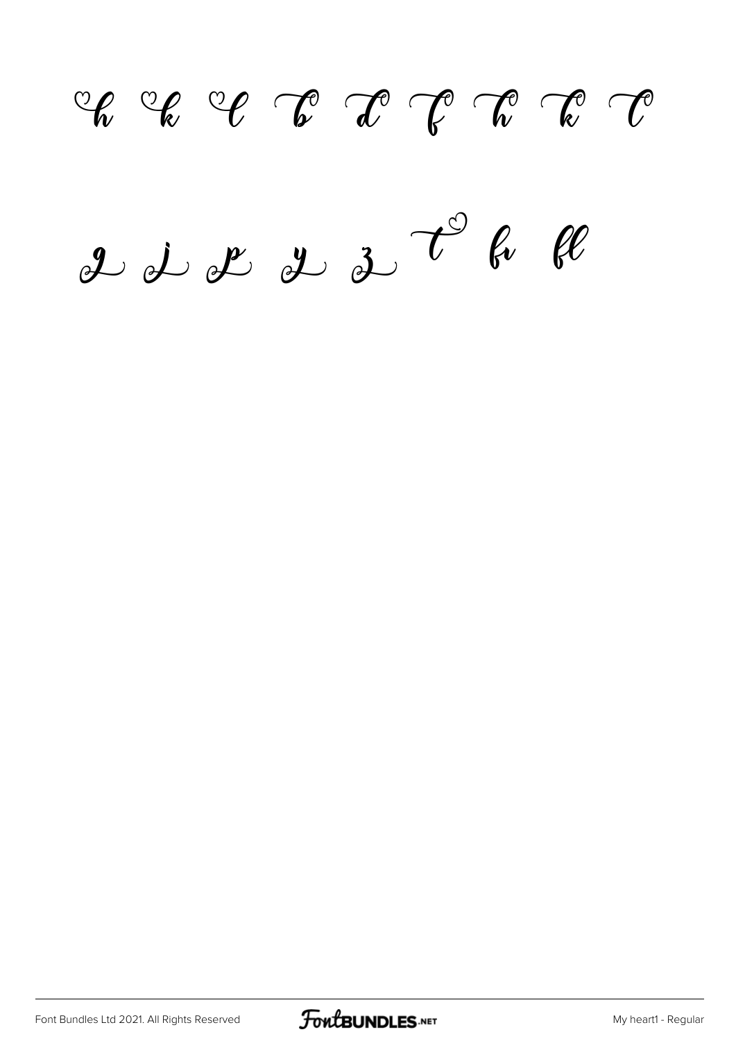h k l b d f h k l

g j p y z t fi fl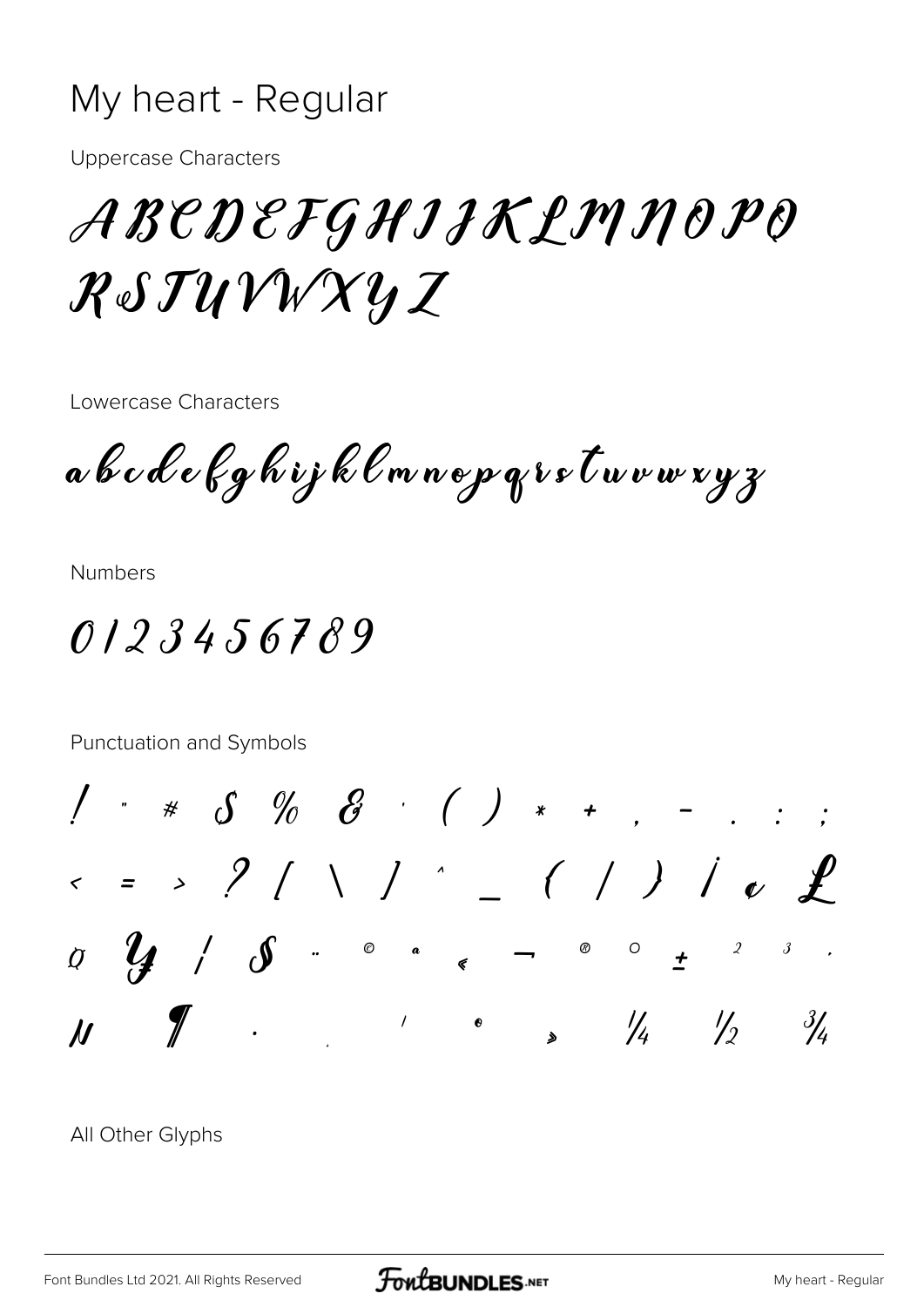# My heart - Regular

Uppercase Characters

ABCDEFGHIJKLMNOPQ
RSTUVWXYZ

Lowercase Characters

abcdefghijklmnopqrstuvwxyz

Numbers

0123456789

Punctuation and Symbols

! " # $ % & ' ( ) * + , - . : ;
< = > ? [ \ ] ^ _ { | } ¡ ¢ £
¤ ¥ ¦ § ¨ © ª « ¬ ® ° ± ² ³ ´
µ ¶ · ¸ ¹ º » ¼ ½ ¾

All Other Glyphs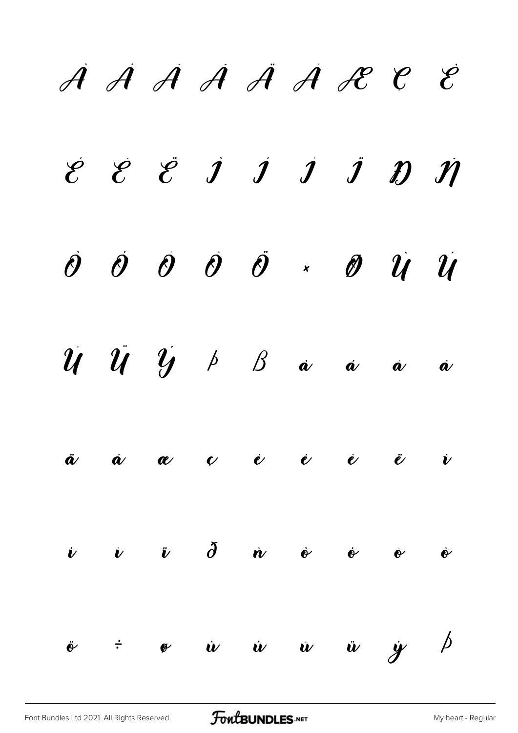À Á Â Ã Ä Å Æ Ç È

É Ê Ë Ì Í Î Ï Ð Ñ

Ò Ó Ô Õ Ö × Ø Ù Ú

Û Ü Ý Þ ß à á â ã

ä å æ ç è é ê ë ì

í î ï ð ñ ò ó ô õ

ö ÷ ø ù ú û ü ý þ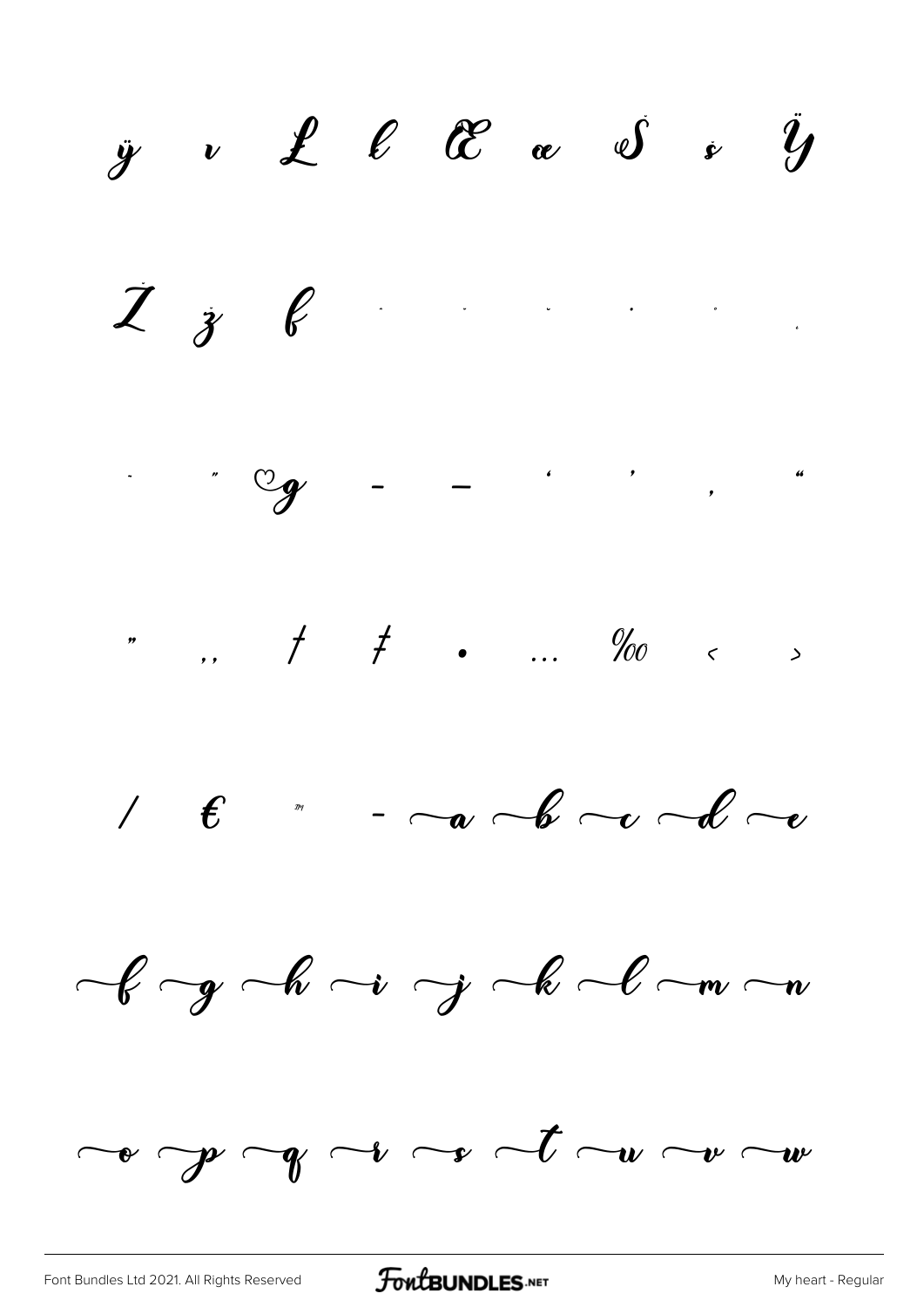ÿ ı Ł ł Œ œ Š š Ÿ

Ž ž ƒ ˆ ˇ ˘ ˙ ˚ ˛

˜ ˝ ♡g – — ‘ ’ ‚ “

” „ † ‡ • … ‰ ‹ ›

⁄ € ™ - ~a ~b ~c ~d ~e

~f ~g ~h ~i ~j ~k ~l ~m ~n

~o ~p ~q ~r ~s ~t ~u ~v ~w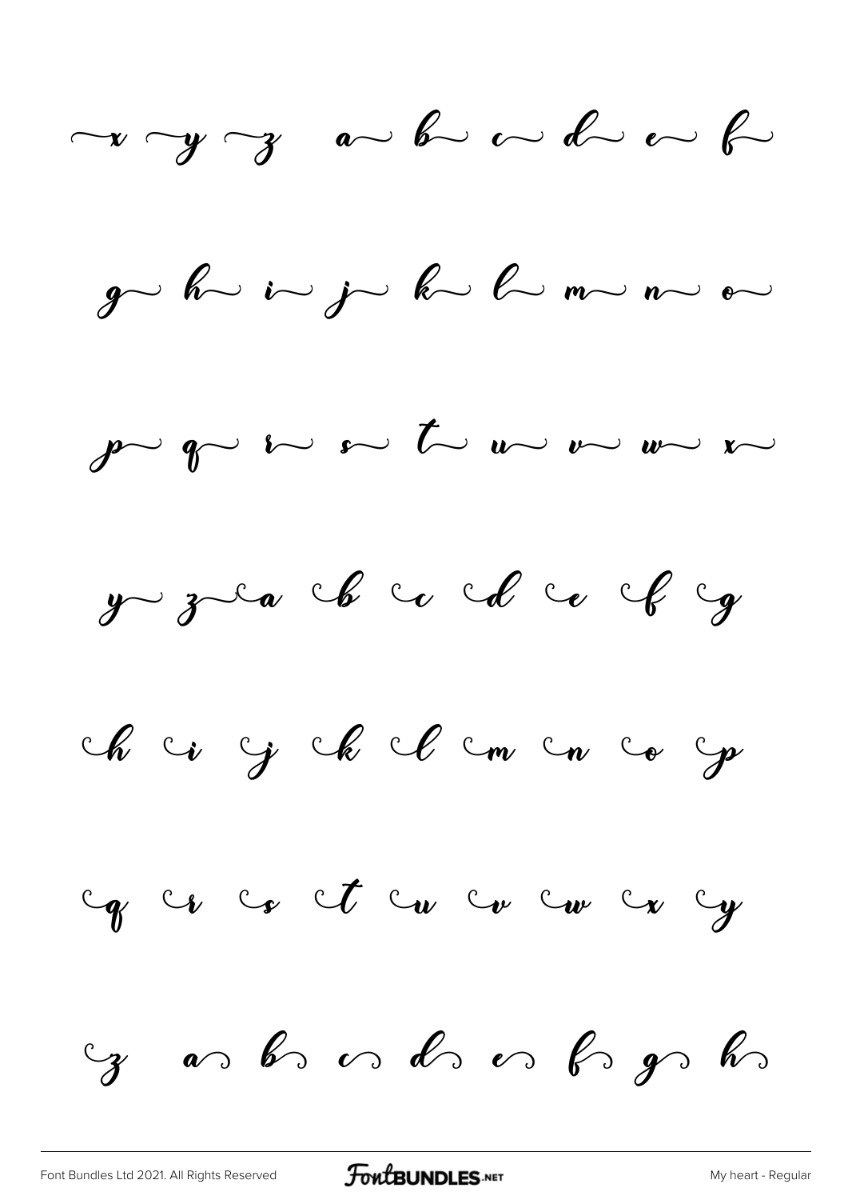x y z a b c d e f

g h i j k l m n o

p q r s t u v w x

y z a b c d e f g

h i j k l m n o p

q r s t u v w x y

z a b c d e f g h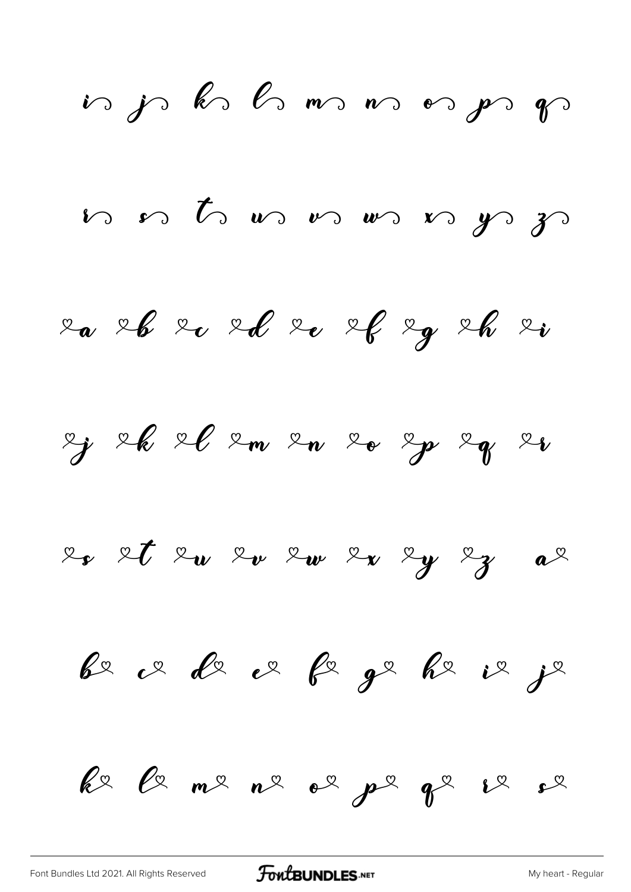i j k l m n o p q

r s t u v w x y z

a b c d e f g h i

j k l m n o p q r

s t u v w x y z a

b c d e f g h i j

k l m n o p q r s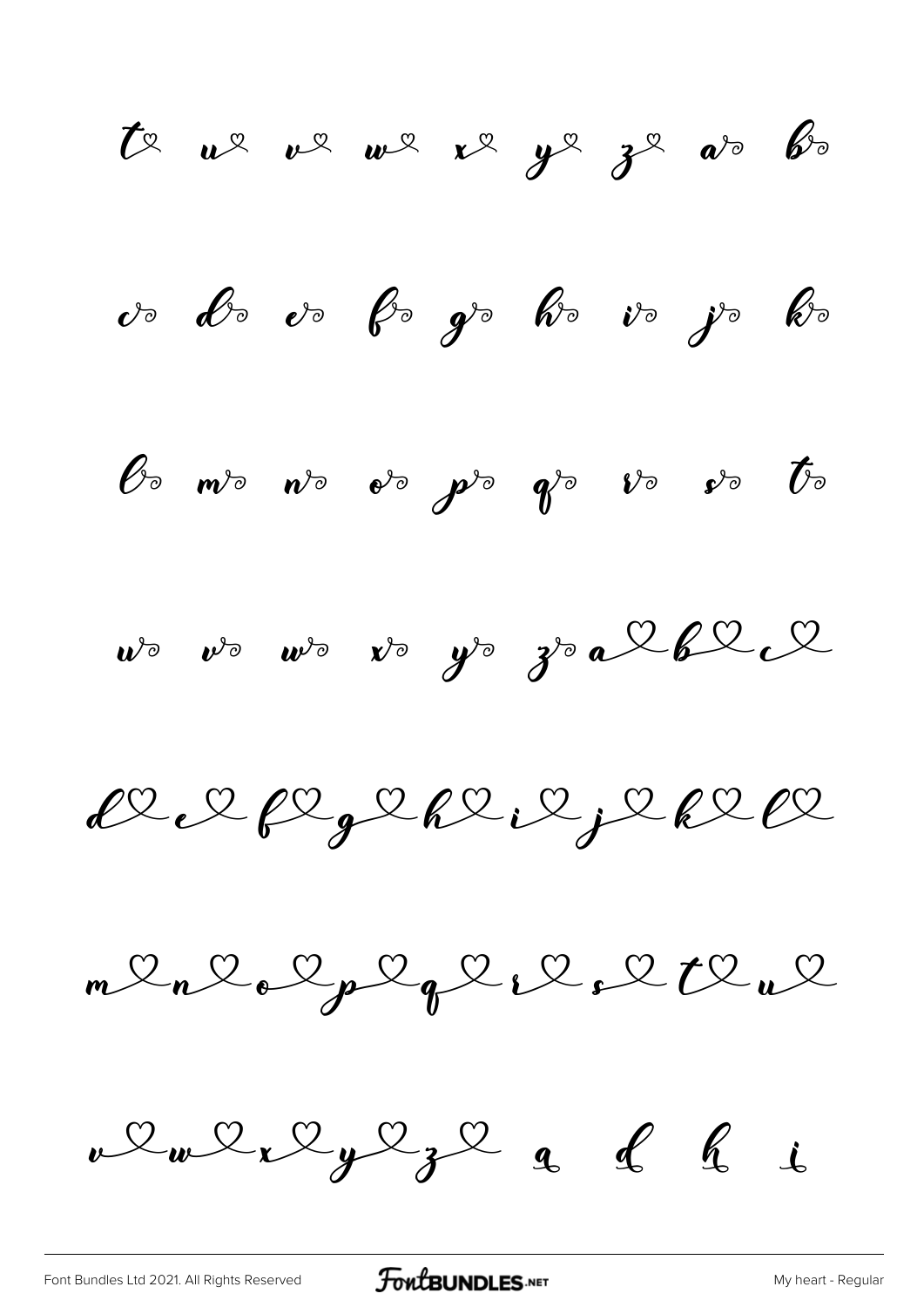t u v w x y z a b

c d e f g h i j k

l m n o p q r s t

u v w x y z a b c

d e f g h i j k l

m n o p q r s t u

v w x y z a d h i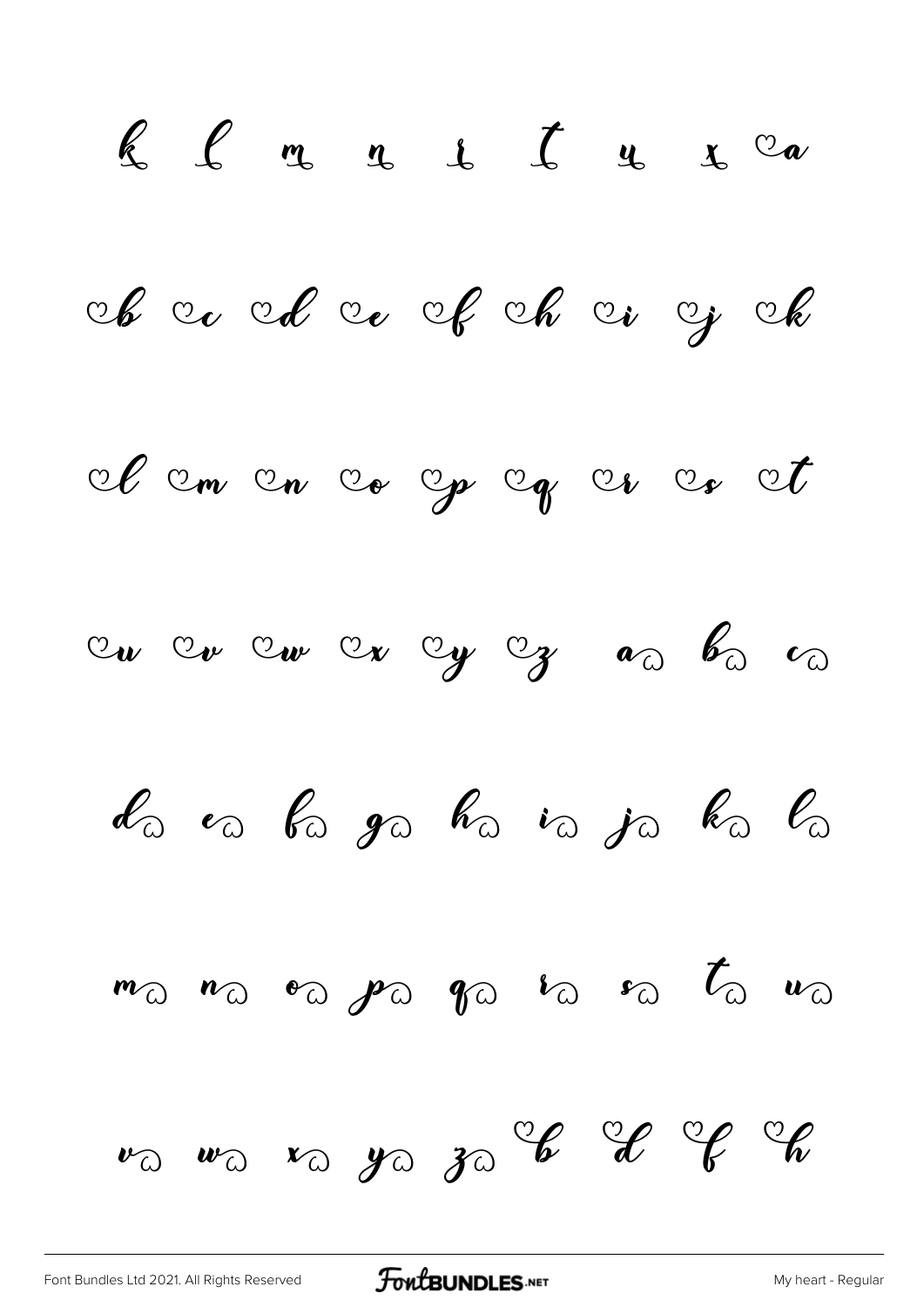k l m n r t u x ♡a

♡b ♡c ♡d ♡e ♡f ♡h ♡i ♡j ♡k

♡l ♡m ♡n ♡o ♡p ♡q ♡r ♡s ♡t

♡u ♡v ♡w ♡x ♡y ♡z a♡ b♡ c♡

d♡ e♡ f♡ g♡ h♡ i♡ j♡ k♡ l♡

m♡ n♡ o♡ p♡ q♡ r♡ s♡ t♡ u♡

v♡ w♡ x♡ y♡ z♡ ♡b ♡d ♡f ♡h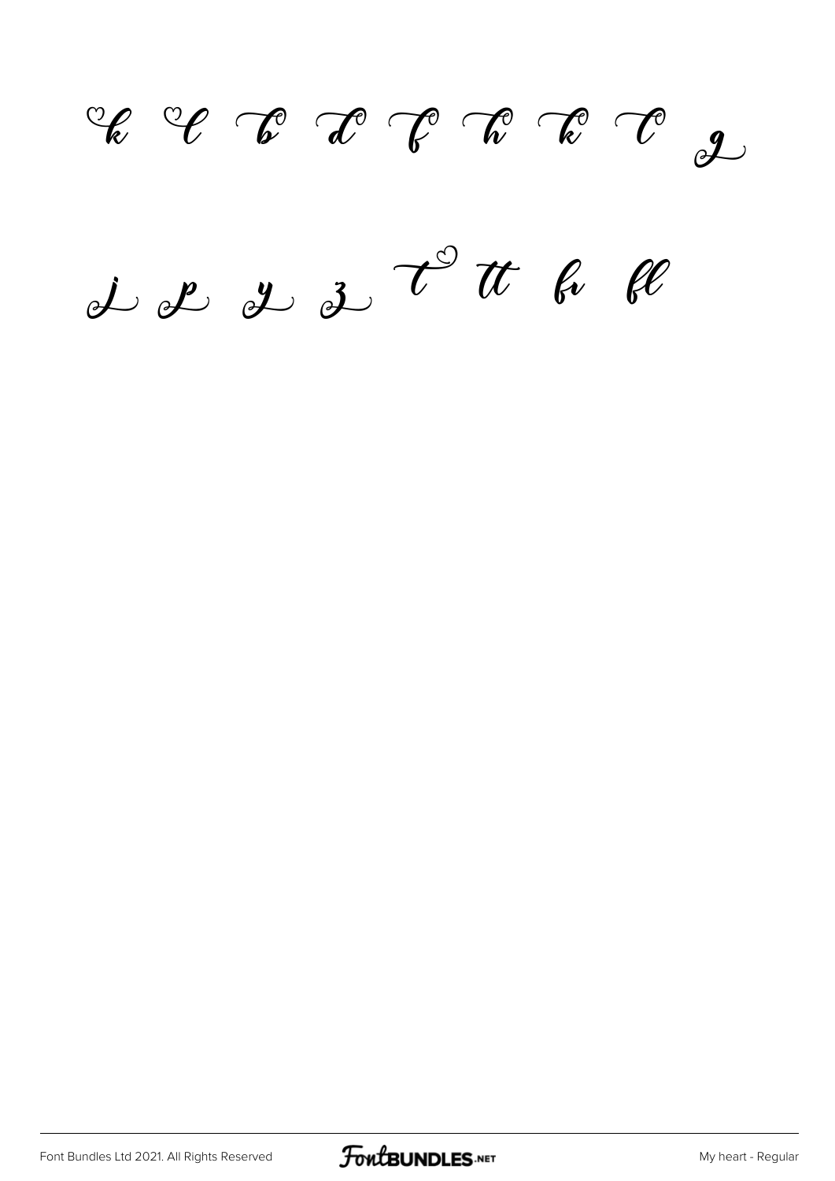k l b d f h k l g

j p y z t tt fi fl